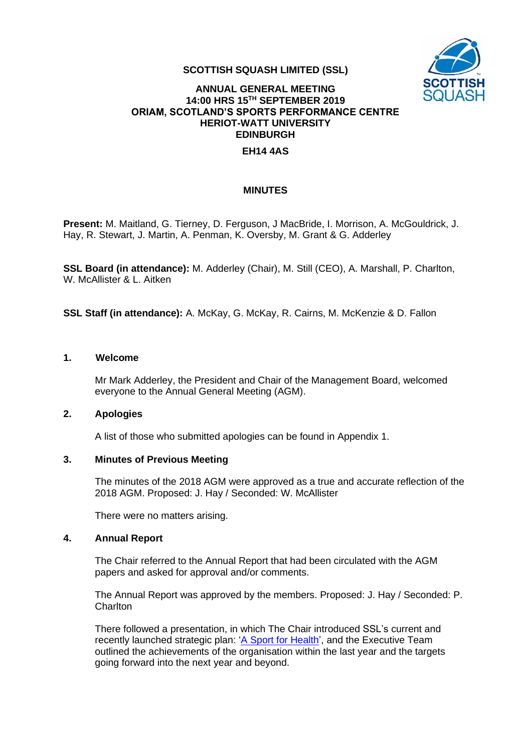# SCOTTISH SQUASH LIMITED (SSL)

## ANNUAL GENERAL MEETING
## 14:00 HRS 15TH SEPTEMBER 2019
## ORIAM, SCOTLAND'S SPORTS PERFORMANCE CENTRE
## HERIOT-WATT UNIVERSITY
## EDINBURGH
## EH14 4AS

## MINUTES

**Present:** M. Maitland, G. Tierney, D. Ferguson, J MacBride, I. Morrison, A. McGouldrick, J. Hay, R. Stewart, J. Martin, A. Penman, K. Oversby, M. Grant & G. Adderley

**SSL Board (in attendance):** M. Adderley (Chair), M. Still (CEO), A. Marshall, P. Charlton, W. McAllister & L. Aitken

**SSL Staff (in attendance):** A. McKay, G. McKay, R. Cairns, M. McKenzie & D. Fallon

### 1. Welcome

Mr Mark Adderley, the President and Chair of the Management Board, welcomed everyone to the Annual General Meeting (AGM).

### 2. Apologies

A list of those who submitted apologies can be found in Appendix 1.

### 3. Minutes of Previous Meeting

The minutes of the 2018 AGM were approved as a true and accurate reflection of the 2018 AGM. Proposed: J. Hay / Seconded: W. McAllister

There were no matters arising.

### 4. Annual Report

The Chair referred to the Annual Report that had been circulated with the AGM papers and asked for approval and/or comments.

The Annual Report was approved by the members. Proposed: J. Hay / Seconded: P. Charlton

There followed a presentation, in which The Chair introduced SSL's current and recently launched strategic plan: 'A Sport for Health', and the Executive Team outlined the achievements of the organisation within the last year and the targets going forward into the next year and beyond.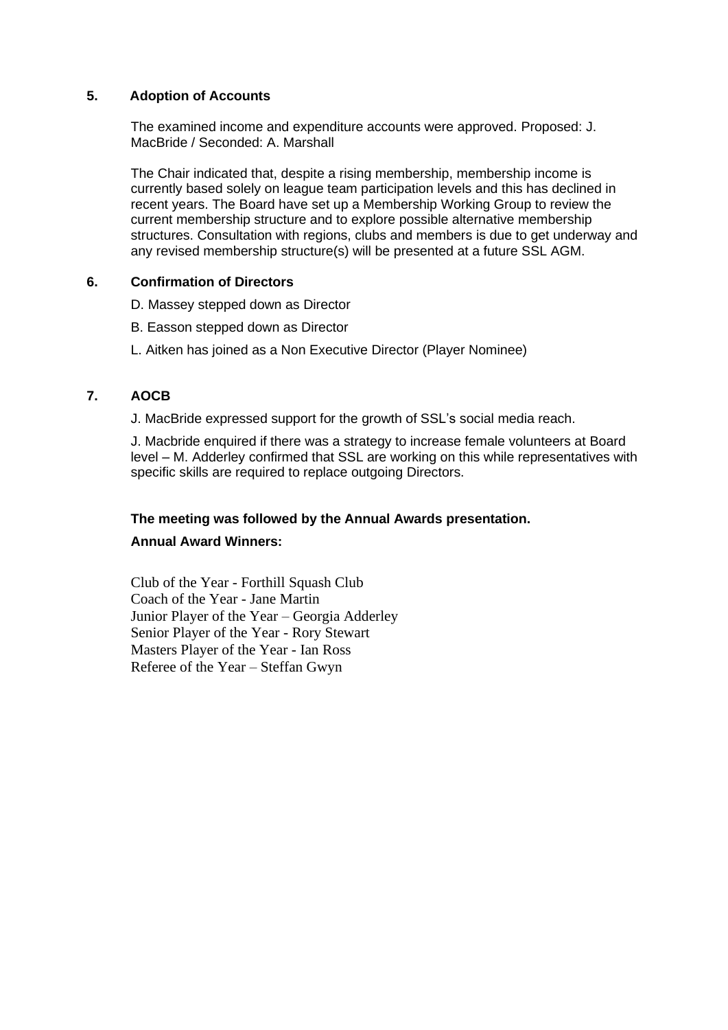## 5. Adoption of Accounts

The examined income and expenditure accounts were approved. Proposed: J. MacBride / Seconded: A. Marshall

The Chair indicated that, despite a rising membership, membership income is currently based solely on league team participation levels and this has declined in recent years. The Board have set up a Membership Working Group to review the current membership structure and to explore possible alternative membership structures. Consultation with regions, clubs and members is due to get underway and any revised membership structure(s) will be presented at a future SSL AGM.

## 6. Confirmation of Directors

D. Massey stepped down as Director

B. Easson stepped down as Director

L. Aitken has joined as a Non Executive Director (Player Nominee)

## 7. AOCB

J. MacBride expressed support for the growth of SSL's social media reach.

J. Macbride enquired if there was a strategy to increase female volunteers at Board level – M. Adderley confirmed that SSL are working on this while representatives with specific skills are required to replace outgoing Directors.

**The meeting was followed by the Annual Awards presentation.**

**Annual Award Winners:**

Club of the Year - Forthill Squash Club
Coach of the Year - Jane Martin
Junior Player of the Year – Georgia Adderley
Senior Player of the Year - Rory Stewart
Masters Player of the Year - Ian Ross
Referee of the Year – Steffan Gwyn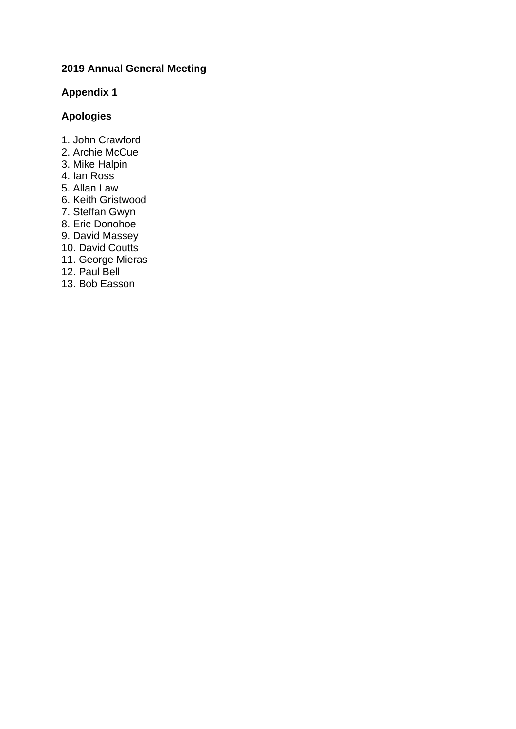**2019 Annual General Meeting**

**Appendix 1**

**Apologies**

1. John Crawford
2. Archie McCue
3. Mike Halpin
4. Ian Ross
5. Allan Law
6. Keith Gristwood
7. Steffan Gwyn
8. Eric Donohoe
9. David Massey
10. David Coutts
11. George Mieras
12. Paul Bell
13. Bob Easson